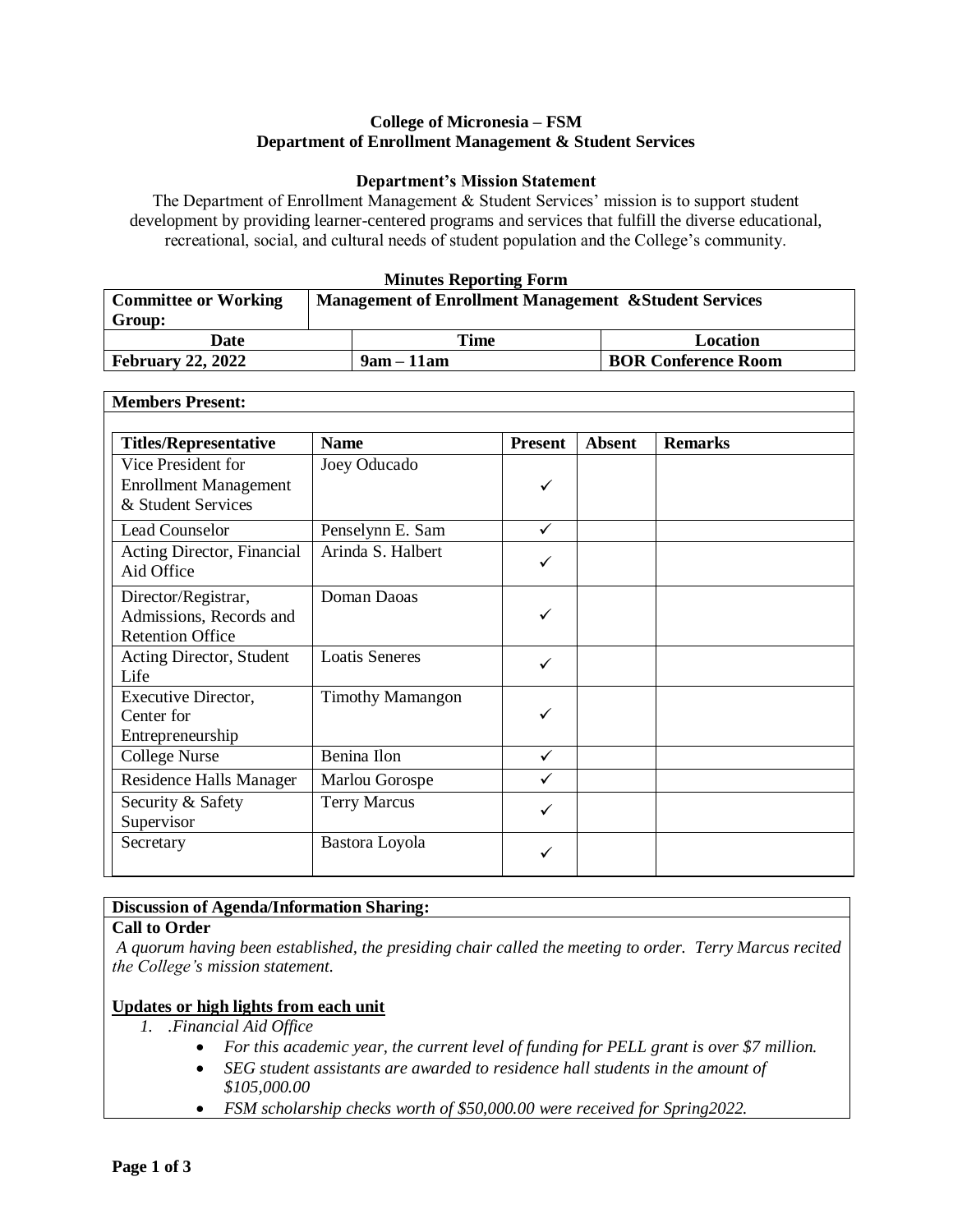**College of Micronesia – FSM**
**Department of Enrollment Management & Student Services**

**Department's Mission Statement**

The Department of Enrollment Management & Student Services' mission is to support student development by providing learner-centered programs and services that fulfill the diverse educational, recreational, social, and cultural needs of student population and the College's community.

**Minutes Reporting Form**

| **Committee or Working Group:** | **Management of Enrollment Management &Student Services** | |
|---|---|---|
| **Date** | **Time** | **Location** |
| **February 22, 2022** | **9am – 11am** | **BOR Conference Room** |

**Members Present:**

| **Titles/Representative** | **Name** | **Present** | **Absent** | **Remarks** |
|---|---|---|---|---|
| Vice President for Enrollment Management & Student Services | Joey Oducado | ✓ | | |
| Lead Counselor | Penselynn E. Sam | ✓ | | |
| Acting Director, Financial Aid Office | Arinda S. Halbert | ✓ | | |
| Director/Registrar, Admissions, Records and Retention Office | Doman Daoas | ✓ | | |
| Acting Director, Student Life | Loatis Seneres | ✓ | | |
| Executive Director, Center for Entrepreneurship | Timothy Mamangon | ✓ | | |
| College Nurse | Benina Ilon | ✓ | | |
| Residence Halls Manager | Marlou Gorospe | ✓ | | |
| Security & Safety Supervisor | Terry Marcus | ✓ | | |
| Secretary | Bastora Loyola | ✓ | | |

**Discussion of Agenda/Information Sharing:**

**Call to Order**

*A quorum having been established, the presiding chair called the meeting to order. Terry Marcus recited the College's mission statement.*

**Updates or high lights from each unit**

1. *.Financial Aid Office*
   - *For this academic year, the current level of funding for PELL grant is over $7 million.*
   - *SEG student assistants are awarded to residence hall students in the amount of $105,000.00*
   - *FSM scholarship checks worth of $50,000.00 were received for Spring2022.*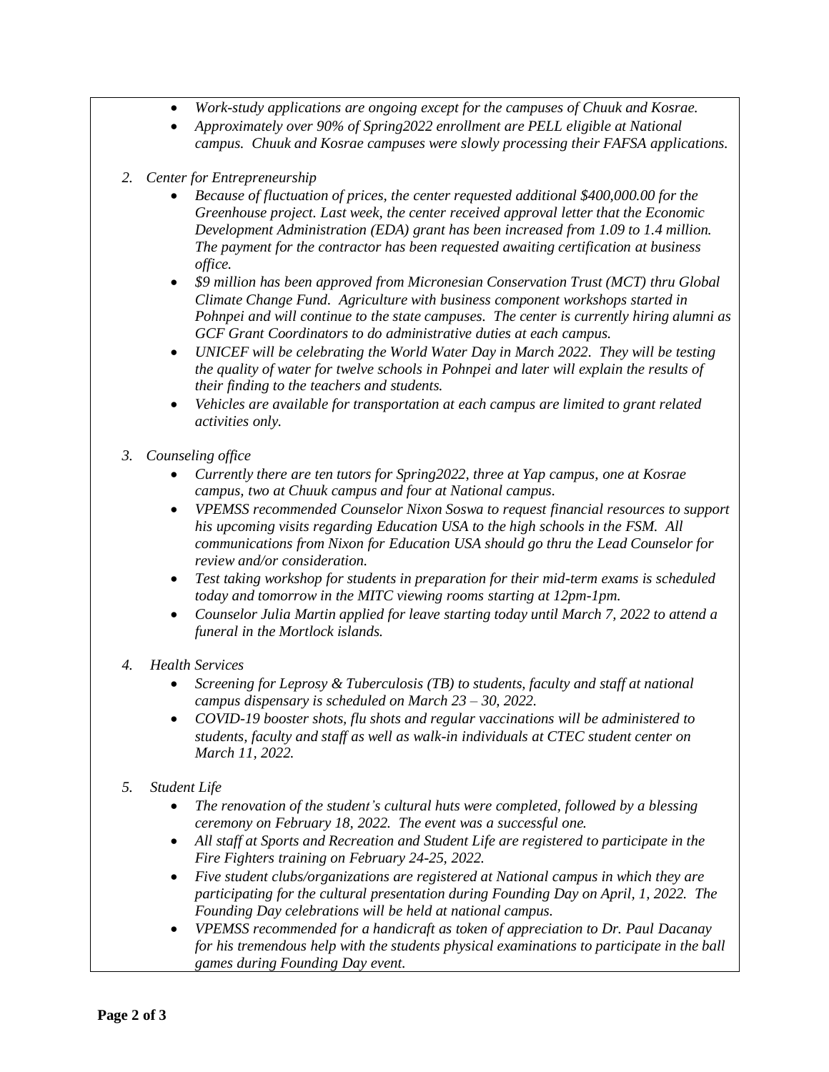- *Work-study applications are ongoing except for the campuses of Chuuk and Kosrae.*
- *Approximately over 90% of Spring2022 enrollment are PELL eligible at National campus. Chuuk and Kosrae campuses were slowly processing their FAFSA applications.*

2. *Center for Entrepreneurship*
   - *Because of fluctuation of prices, the center requested additional $400,000.00 for the Greenhouse project. Last week, the center received approval letter that the Economic Development Administration (EDA) grant has been increased from 1.09 to 1.4 million. The payment for the contractor has been requested awaiting certification at business office.*
   - *$9 million has been approved from Micronesian Conservation Trust (MCT) thru Global Climate Change Fund. Agriculture with business component workshops started in Pohnpei and will continue to the state campuses. The center is currently hiring alumni as GCF Grant Coordinators to do administrative duties at each campus.*
   - *UNICEF will be celebrating the World Water Day in March 2022. They will be testing the quality of water for twelve schools in Pohnpei and later will explain the results of their finding to the teachers and students.*
   - *Vehicles are available for transportation at each campus are limited to grant related activities only.*

3. *Counseling office*
   - *Currently there are ten tutors for Spring2022, three at Yap campus, one at Kosrae campus, two at Chuuk campus and four at National campus.*
   - *VPEMSS recommended Counselor Nixon Soswa to request financial resources to support his upcoming visits regarding Education USA to the high schools in the FSM. All communications from Nixon for Education USA should go thru the Lead Counselor for review and/or consideration.*
   - *Test taking workshop for students in preparation for their mid-term exams is scheduled today and tomorrow in the MITC viewing rooms starting at 12pm-1pm.*
   - *Counselor Julia Martin applied for leave starting today until March 7, 2022 to attend a funeral in the Mortlock islands.*

4. *Health Services*
   - *Screening for Leprosy & Tuberculosis (TB) to students, faculty and staff at national campus dispensary is scheduled on March 23 – 30, 2022.*
   - *COVID-19 booster shots, flu shots and regular vaccinations will be administered to students, faculty and staff as well as walk-in individuals at CTEC student center on March 11, 2022.*

5. *Student Life*
   - *The renovation of the student's cultural huts were completed, followed by a blessing ceremony on February 18, 2022. The event was a successful one.*
   - *All staff at Sports and Recreation and Student Life are registered to participate in the Fire Fighters training on February 24-25, 2022.*
   - *Five student clubs/organizations are registered at National campus in which they are participating for the cultural presentation during Founding Day on April, 1, 2022. The Founding Day celebrations will be held at national campus.*
   - *VPEMSS recommended for a handicraft as token of appreciation to Dr. Paul Dacanay for his tremendous help with the students physical examinations to participate in the ball games during Founding Day event.*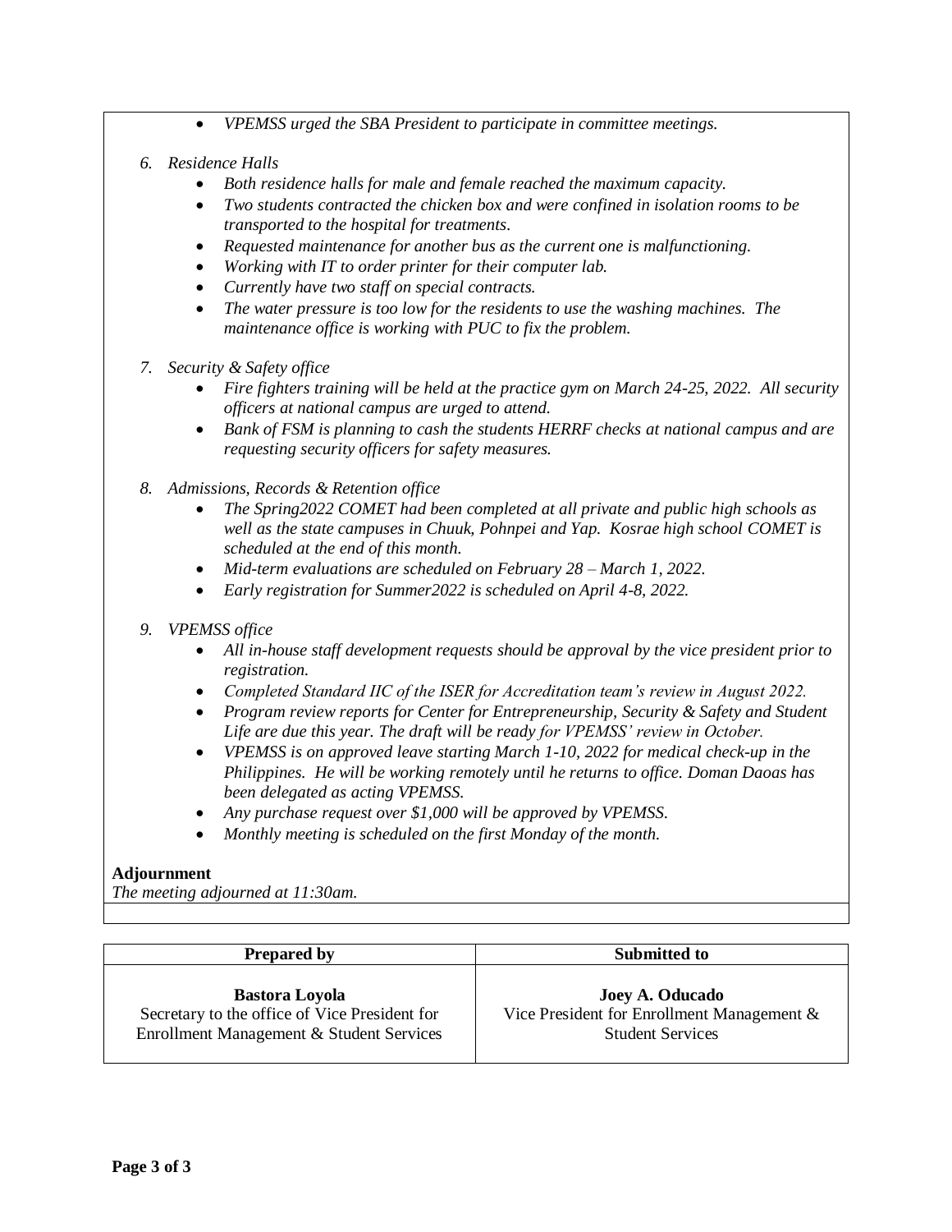- *VPEMSS urged the SBA President to participate in committee meetings.*

6. *Residence Halls*
   - *Both residence halls for male and female reached the maximum capacity.*
   - *Two students contracted the chicken box and were confined in isolation rooms to be transported to the hospital for treatments.*
   - *Requested maintenance for another bus as the current one is malfunctioning.*
   - *Working with IT to order printer for their computer lab.*
   - *Currently have two staff on special contracts.*
   - *The water pressure is too low for the residents to use the washing machines. The maintenance office is working with PUC to fix the problem.*

7. *Security & Safety office*
   - *Fire fighters training will be held at the practice gym on March 24-25, 2022. All security officers at national campus are urged to attend.*
   - *Bank of FSM is planning to cash the students HERRF checks at national campus and are requesting security officers for safety measures.*

8. *Admissions, Records & Retention office*
   - *The Spring2022 COMET had been completed at all private and public high schools as well as the state campuses in Chuuk, Pohnpei and Yap. Kosrae high school COMET is scheduled at the end of this month.*
   - *Mid-term evaluations are scheduled on February 28 – March 1, 2022.*
   - *Early registration for Summer2022 is scheduled on April 4-8, 2022.*

9. *VPEMSS office*
   - *All in-house staff development requests should be approval by the vice president prior to registration.*
   - *Completed Standard IIC of the ISER for Accreditation team's review in August 2022.*
   - *Program review reports for Center for Entrepreneurship, Security & Safety and Student Life are due this year. The draft will be ready for VPEMSS' review in October.*
   - *VPEMSS is on approved leave starting March 1-10, 2022 for medical check-up in the Philippines. He will be working remotely until he returns to office. Doman Daoas has been delegated as acting VPEMSS.*
   - *Any purchase request over $1,000 will be approved by VPEMSS.*
   - *Monthly meeting is scheduled on the first Monday of the month.*

**Adjournment**

*The meeting adjourned at 11:30am.*

| Prepared by | Submitted to |
| --- | --- |
| **Bastora Loyola**<br>Secretary to the office of Vice President for Enrollment Management & Student Services | **Joey A. Oducado**<br>Vice President for Enrollment Management & Student Services |